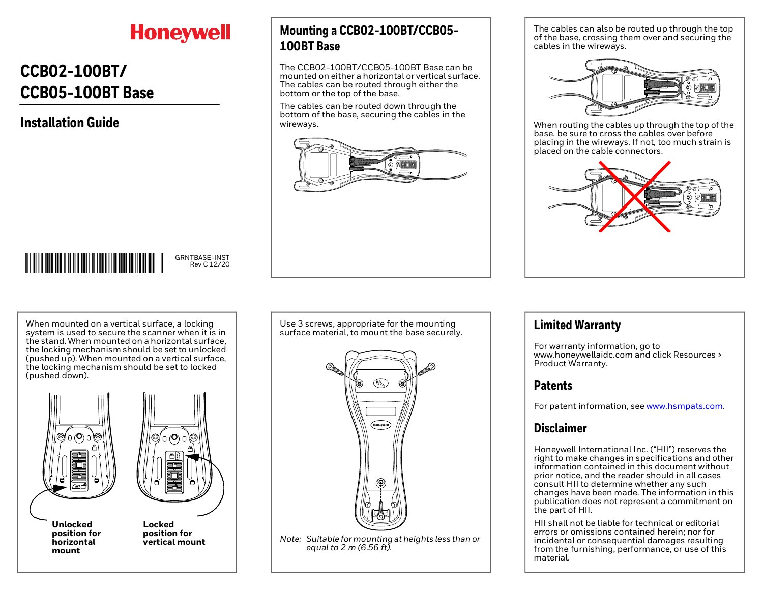Honeywell

# CCB02-100BT/ CCB05-100BT Base

## Installation Guide

GRNTBASE-INST
Rev C 12/20

## Mounting a CCB02-100BT/CCB05-100BT Base

The CCB02-100BT/CCB05-100BT Base can be mounted on either a horizontal or vertical surface. The cables can be routed through either the bottom or the top of the base.

The cables can be routed down through the bottom of the base, securing the cables in the wireways.

The cables can also be routed up through the top of the base, crossing them over and securing the cables in the wireways.

When routing the cables up through the top of the base, be sure to cross the cables over before placing in the wireways. If not, too much strain is placed on the cable connectors.

When mounted on a vertical surface, a locking system is used to secure the scanner when it is in the stand. When mounted on a horizontal surface, the locking mechanism should be set to unlocked (pushed up). When mounted on a vertical surface, the locking mechanism should be set to locked (pushed down).

**Unlocked position for horizontal mount**

**Locked position for vertical mount**

Use 3 screws, appropriate for the mounting surface material, to mount the base securely.

*Note: Suitable for mounting at heights less than or equal to 2 m (6.56 ft).*

## Limited Warranty

For warranty information, go to www.honeywellaidc.com and click Resources > Product Warranty.

## Patents

For patent information, see www.hsmpats.com.

## Disclaimer

Honeywell International Inc. ("HII") reserves the right to make changes in specifications and other information contained in this document without prior notice, and the reader should in all cases consult HII to determine whether any such changes have been made. The information in this publication does not represent a commitment on the part of HII.

HII shall not be liable for technical or editorial errors or omissions contained herein; nor for incidental or consequential damages resulting from the furnishing, performance, or use of this material.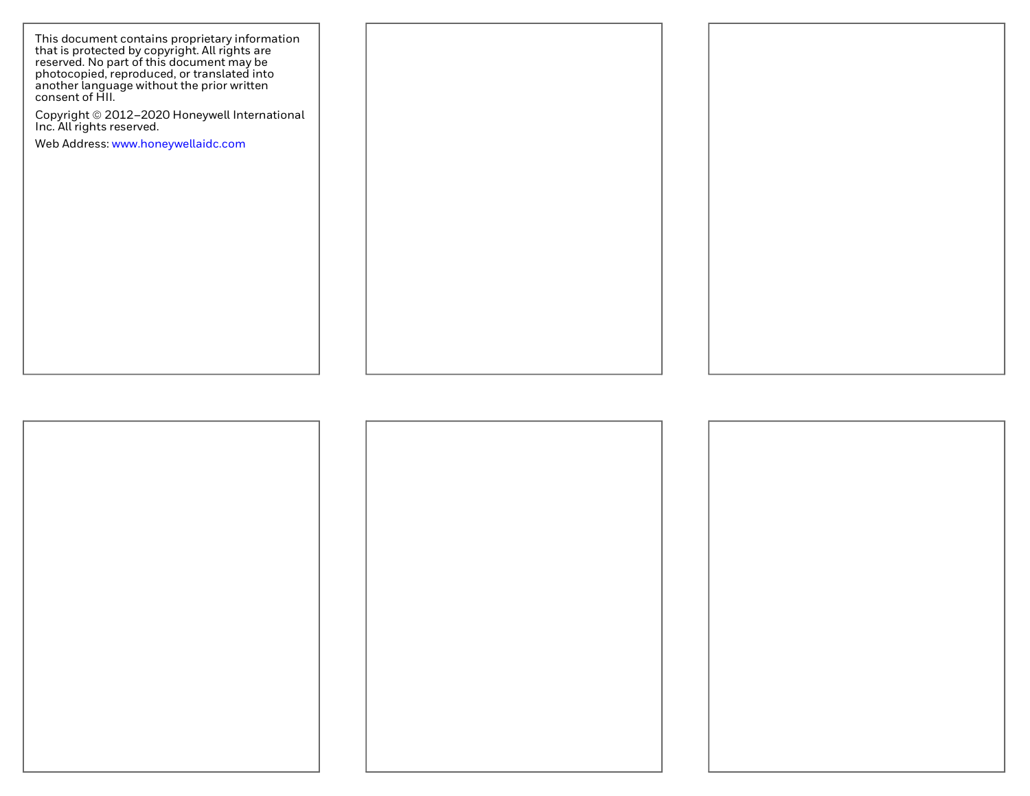This document contains proprietary information that is protected by copyright. All rights are reserved. No part of this document may be photocopied, reproduced, or translated into another language without the prior written consent of HII.

Copyright © 2012–2020 Honeywell International Inc. All rights reserved.

Web Address: www.honeywellaidc.com